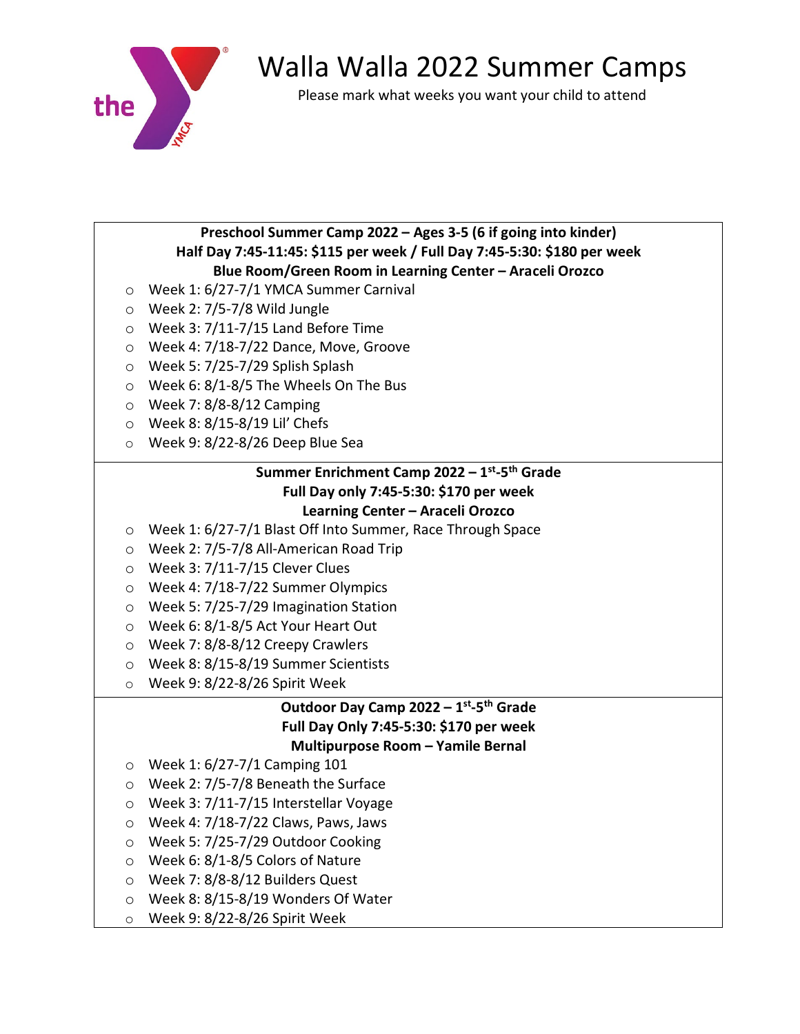# Walla Walla 2022 Summer Camps

Please mark what weeks you want your child to attend

### Preschool Summer Camp 2022 – Ages 3-5 (6 if going into kinder)
### Half Day 7:45-11:45: $115 per week / Full Day 7:45-5:30: $180 per week
### Blue Room/Green Room in Learning Center – Araceli Orozco

- Week 1: 6/27-7/1 YMCA Summer Carnival
- Week 2: 7/5-7/8 Wild Jungle
- Week 3: 7/11-7/15 Land Before Time
- Week 4: 7/18-7/22 Dance, Move, Groove
- Week 5: 7/25-7/29 Splish Splash
- Week 6: 8/1-8/5 The Wheels On The Bus
- Week 7: 8/8-8/12 Camping
- Week 8: 8/15-8/19 Lil' Chefs
- Week 9: 8/22-8/26 Deep Blue Sea

### Summer Enrichment Camp 2022 – 1st-5th Grade
### Full Day only 7:45-5:30: $170 per week
### Learning Center – Araceli Orozco

- Week 1: 6/27-7/1 Blast Off Into Summer, Race Through Space
- Week 2: 7/5-7/8 All-American Road Trip
- Week 3: 7/11-7/15 Clever Clues
- Week 4: 7/18-7/22 Summer Olympics
- Week 5: 7/25-7/29 Imagination Station
- Week 6: 8/1-8/5 Act Your Heart Out
- Week 7: 8/8-8/12 Creepy Crawlers
- Week 8: 8/15-8/19 Summer Scientists
- Week 9: 8/22-8/26 Spirit Week

### Outdoor Day Camp 2022 – 1st-5th Grade
### Full Day Only 7:45-5:30: $170 per week
### Multipurpose Room – Yamile Bernal

- Week 1: 6/27-7/1 Camping 101
- Week 2: 7/5-7/8 Beneath the Surface
- Week 3: 7/11-7/15 Interstellar Voyage
- Week 4: 7/18-7/22 Claws, Paws, Jaws
- Week 5: 7/25-7/29 Outdoor Cooking
- Week 6: 8/1-8/5 Colors of Nature
- Week 7: 8/8-8/12 Builders Quest
- Week 8: 8/15-8/19 Wonders Of Water
- Week 9: 8/22-8/26 Spirit Week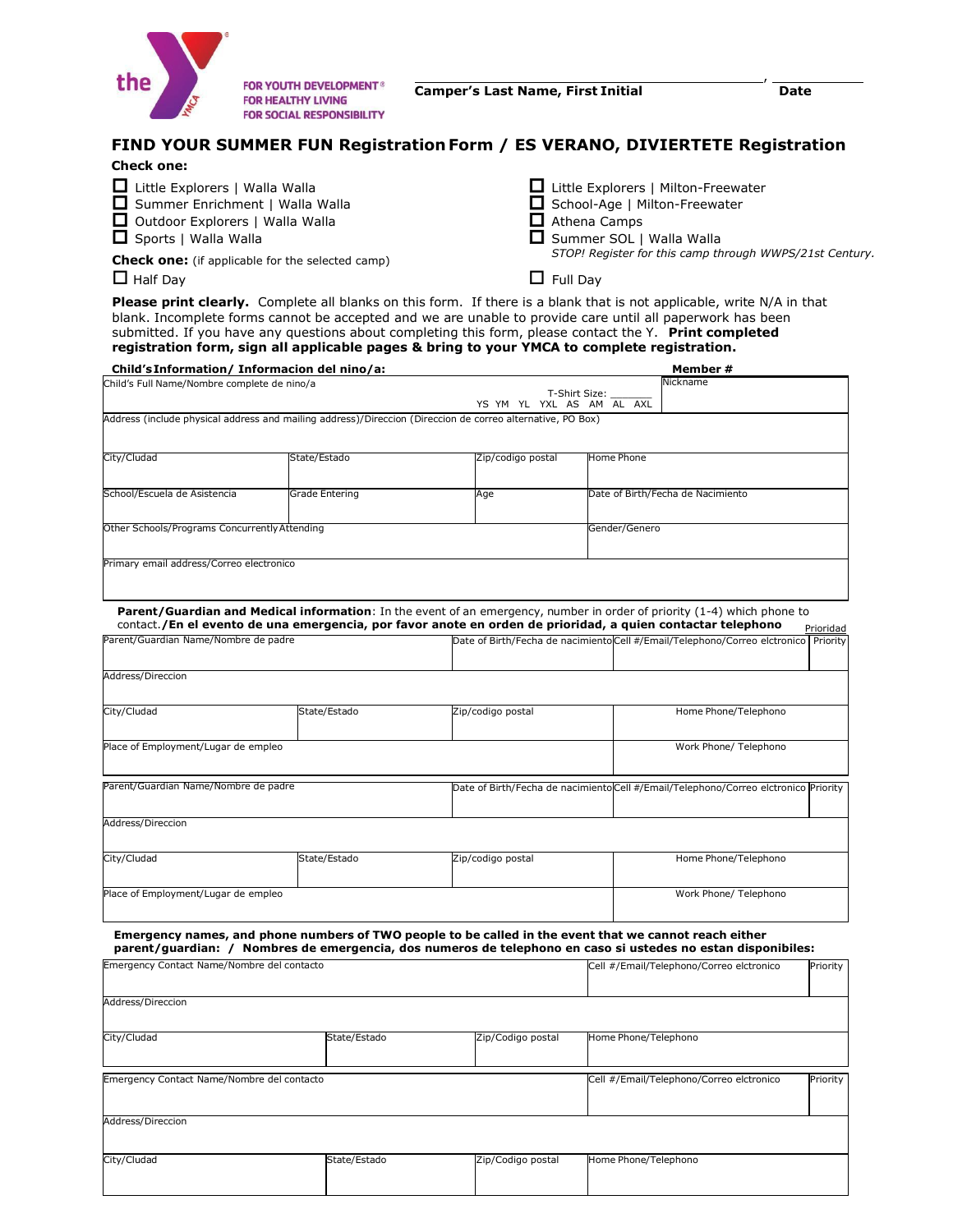the YMCA — FOR YOUTH DEVELOPMENT® FOR HEALTHY LIVING FOR SOCIAL RESPONSIBILITY

**Camper's Last Name, First Initial** ____________________, **Date** __________

## FIND YOUR SUMMER FUN Registration Form / ES VERANO, DIVIERTETE Registration

**Check one:**

- ☐ Little Explorers | Walla Walla
- ☐ Summer Enrichment | Walla Walla
- ☐ Outdoor Explorers | Walla Walla
- ☐ Sports | Walla Walla
- ☐ Little Explorers | Milton-Freewater
- ☐ School-Age | Milton-Freewater
- ☐ Athena Camps
- ☐ Summer SOL | Walla Walla
  *STOP! Register for this camp through WWPS/21st Century.*

**Check one:** (if applicable for the selected camp)

- ☐ Half Day
- ☐ Full Day

**Please print clearly.** Complete all blanks on this form. If there is a blank that is not applicable, write N/A in that blank. Incomplete forms cannot be accepted and we are unable to provide care until all paperwork has been submitted. If you have any questions about completing this form, please contact the Y. **Print completed registration form, sign all applicable pages & bring to your YMCA to complete registration.**

**Child's Information/ Informacion del nino/a:** **Member #**

| Child's Full Name/Nombre complete de nino/a | | T-Shirt Size: ______ YS YM YL YXL AS AM AL AXL | Nickname |
|---|---|---|---|
| Address (include physical address and mailing address)/Direccion (Direccion de correo alternative, PO Box) | | | |
| City/Cludad | State/Estado | Zip/codigo postal | Home Phone |
| School/Escuela de Asistencia | Grade Entering | Age | Date of Birth/Fecha de Nacimiento |
| Other Schools/Programs Concurrently Attending | | | Gender/Genero |
| Primary email address/Correo electronico | | | |

**Parent/Guardian and Medical information**: In the event of an emergency, number in order of priority (1-4) which phone to contact.**/En el evento de una emergencia, por favor anote en orden de prioridad, a quien contactar telephono** Prioridad

| Parent/Guardian Name/Nombre de padre | | Date of Birth/Fecha de nacimiento | Cell #/Email/Telephono/Correo elctronico | Priority |
|---|---|---|---|---|
| Address/Direccion | | | | |
| City/Cludad | State/Estado | Zip/codigo postal | Home Phone/Telephono | |
| Place of Employment/Lugar de empleo | | | Work Phone/ Telephono | |
| Parent/Guardian Name/Nombre de padre | | Date of Birth/Fecha de nacimiento | Cell #/Email/Telephono/Correo elctronico | Priority |
| Address/Direccion | | | | |
| City/Cludad | State/Estado | Zip/codigo postal | Home Phone/Telephono | |
| Place of Employment/Lugar de empleo | | | Work Phone/ Telephono | |

**Emergency names, and phone numbers of TWO people to be called in the event that we cannot reach either parent/guardian: / Nombres de emergencia, dos numeros de telephono en caso si ustedes no estan disponibiles:**

| Emergency Contact Name/Nombre del contacto | | | Cell #/Email/Telephono/Correo elctronico | Priority |
|---|---|---|---|---|
| Address/Direccion | | | | |
| City/Cludad | State/Estado | Zip/Codigo postal | Home Phone/Telephono | |
| Emergency Contact Name/Nombre del contacto | | | Cell #/Email/Telephono/Correo elctronico | Priority |
| Address/Direccion | | | | |
| City/Cludad | State/Estado | Zip/Codigo postal | Home Phone/Telephono | |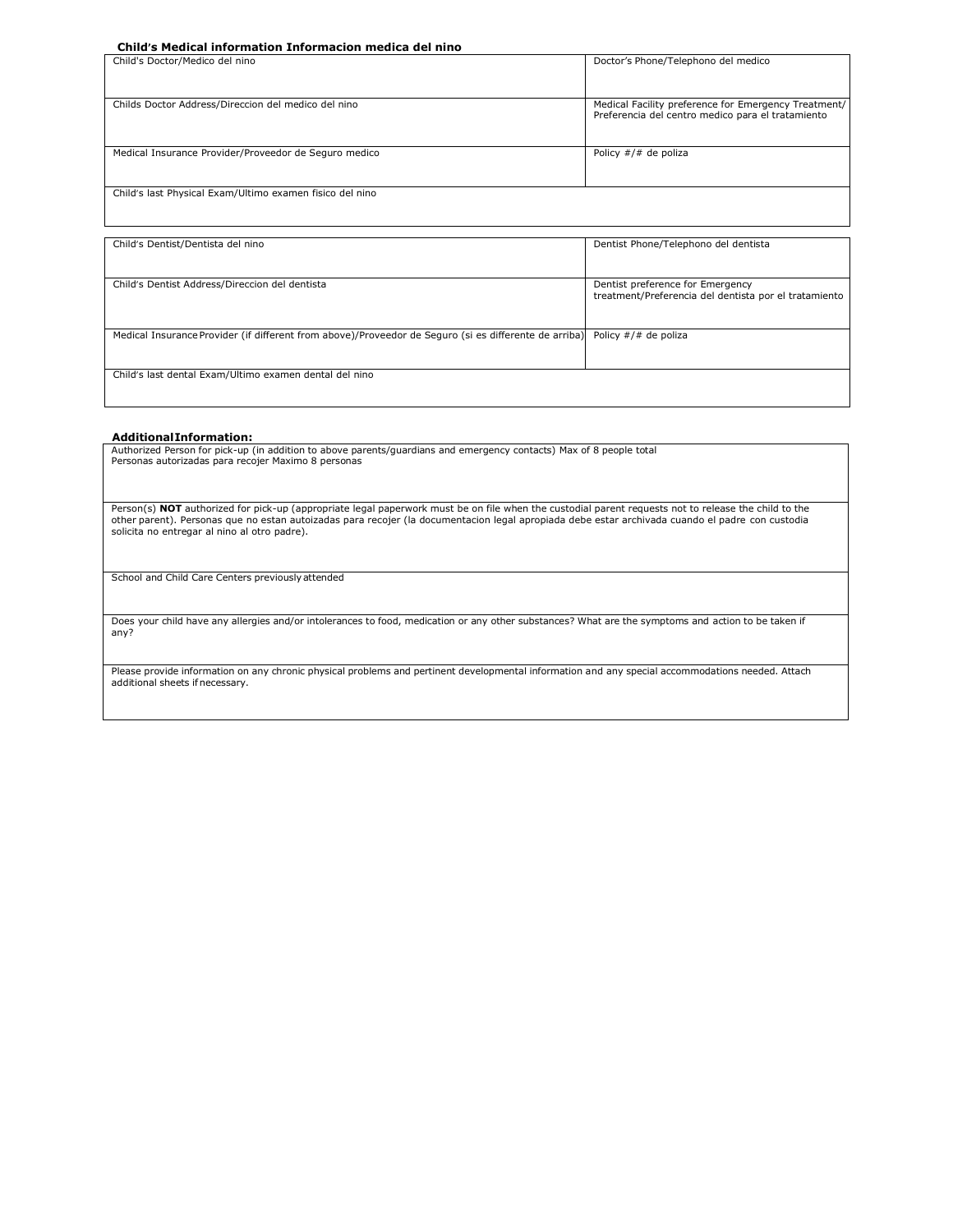**Child's Medical information Informacion medica del nino**

| Child's Doctor/Medico del nino | Doctor's Phone/Telephono del medico |
|---|---|
| Childs Doctor Address/Direccion del medico del nino | Medical Facility preference for Emergency Treatment/ Preferencia del centro medico para el tratamiento |
| Medical Insurance Provider/Proveedor de Seguro medico | Policy #/# de poliza |
| Child's last Physical Exam/Ultimo examen fisico del nino | |

| Child's Dentist/Dentista del nino | Dentist Phone/Telephono del dentista |
|---|---|
| Child's Dentist Address/Direccion del dentista | Dentist preference for Emergency treatment/Preferencia del dentista por el tratamiento |
| Medical Insurance Provider (if different from above)/Proveedor de Seguro (si es differente de arriba) | Policy #/# de poliza |
| Child's last dental Exam/Ultimo examen dental del nino | |

**Additional Information:**

| |
|---|
| Authorized Person for pick-up (in addition to above parents/guardians and emergency contacts) Max of 8 people total<br>Personas autorizadas para recojer Maximo 8 personas |
| Person(s) **NOT** authorized for pick-up (appropriate legal paperwork must be on file when the custodial parent requests not to release the child to the other parent). Personas que no estan autoizadas para recojer (la documentacion legal apropiada debe estar archivada cuando el padre con custodia solicita no entregar al nino al otro padre). |
| School and Child Care Centers previously attended |
| Does your child have any allergies and/or intolerances to food, medication or any other substances? What are the symptoms and action to be taken if any? |
| Please provide information on any chronic physical problems and pertinent developmental information and any special accommodations needed. Attach additional sheets if necessary. |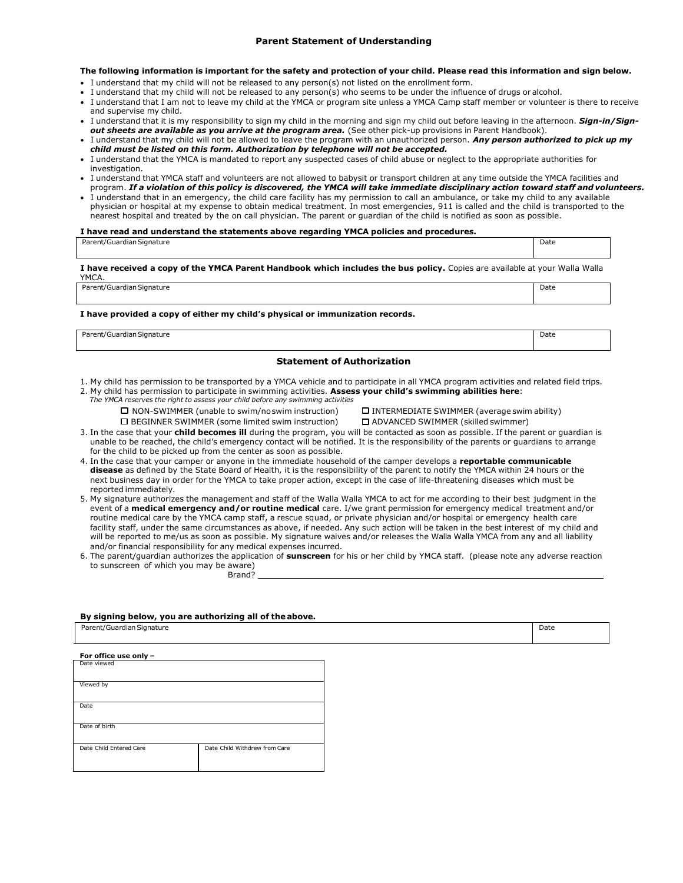## Parent Statement of Understanding

**The following information is important for the safety and protection of your child. Please read this information and sign below.**

- I understand that my child will not be released to any person(s) not listed on the enrollment form.
- I understand that my child will not be released to any person(s) who seems to be under the influence of drugs or alcohol.
- I understand that I am not to leave my child at the YMCA or program site unless a YMCA Camp staff member or volunteer is there to receive and supervise my child.
- I understand that it is my responsibility to sign my child in the morning and sign my child out before leaving in the afternoon. ***Sign-in/Sign-out sheets are available as you arrive at the program area.*** (See other pick-up provisions in Parent Handbook).
- I understand that my child will not be allowed to leave the program with an unauthorized person. ***Any person authorized to pick up my child must be listed on this form. Authorization by telephone will not be accepted.***
- I understand that the YMCA is mandated to report any suspected cases of child abuse or neglect to the appropriate authorities for investigation.
- I understand that YMCA staff and volunteers are not allowed to babysit or transport children at any time outside the YMCA facilities and program. ***If a violation of this policy is discovered, the YMCA will take immediate disciplinary action toward staff and volunteers.***
- I understand that in an emergency, the child care facility has my permission to call an ambulance, or take my child to any available physician or hospital at my expense to obtain medical treatment. In most emergencies, 911 is called and the child is transported to the nearest hospital and treated by the on call physician. The parent or guardian of the child is notified as soon as possible.

**I have read and understand the statements above regarding YMCA policies and procedures.**

| Parent/Guardian Signature | Date |
|---|---|
| | |

**I have received a copy of the YMCA Parent Handbook which includes the bus policy.** Copies are available at your Walla Walla YMCA.

| Parent/Guardian Signature | Date |
|---|---|
| | |

**I have provided a copy of either my child's physical or immunization records.**

| Parent/Guardian Signature | Date |
|---|---|
| | |

## Statement of Authorization

1. My child has permission to be transported by a YMCA vehicle and to participate in all YMCA program activities and related field trips.
2. My child has permission to participate in swimming activities. **Assess your child's swimming abilities here**:
   *The YMCA reserves the right to assess your child before any swimming activities*
   - ☐ NON-SWIMMER (unable to swim/no swim instruction)
   - ☐ BEGINNER SWIMMER (some limited swim instruction)
   - ☐ INTERMEDIATE SWIMMER (average swim ability)
   - ☐ ADVANCED SWIMMER (skilled swimmer)
3. In the case that your **child becomes ill** during the program, you will be contacted as soon as possible. If the parent or guardian is unable to be reached, the child's emergency contact will be notified. It is the responsibility of the parents or guardians to arrange for the child to be picked up from the center as soon as possible.
4. In the case that your camper or anyone in the immediate household of the camper develops a **reportable communicable disease** as defined by the State Board of Health, it is the responsibility of the parent to notify the YMCA within 24 hours or the next business day in order for the YMCA to take proper action, except in the case of life-threatening diseases which must be reported immediately.
5. My signature authorizes the management and staff of the Walla Walla YMCA to act for me according to their best judgment in the event of a **medical emergency and/or routine medical** care. I/we grant permission for emergency medical treatment and/or routine medical care by the YMCA camp staff, a rescue squad, or private physician and/or hospital or emergency health care facility staff, under the same circumstances as above, if needed. Any such action will be taken in the best interest of my child and will be reported to me/us as soon as possible. My signature waives and/or releases the Walla Walla YMCA from any and all liability and/or financial responsibility for any medical expenses incurred.
6. The parent/guardian authorizes the application of **sunscreen** for his or her child by YMCA staff. (please note any adverse reaction to sunscreen of which you may be aware)
   Brand? ____________________

**By signing below, you are authorizing all of the above.**

| Parent/Guardian Signature | Date |
|---|---|
| | |

**For office use only –**

| Date viewed | |
|---|---|
| Viewed by | |
| Date | |
| Date of birth | |
| Date Child Entered Care | Date Child Withdrew from Care |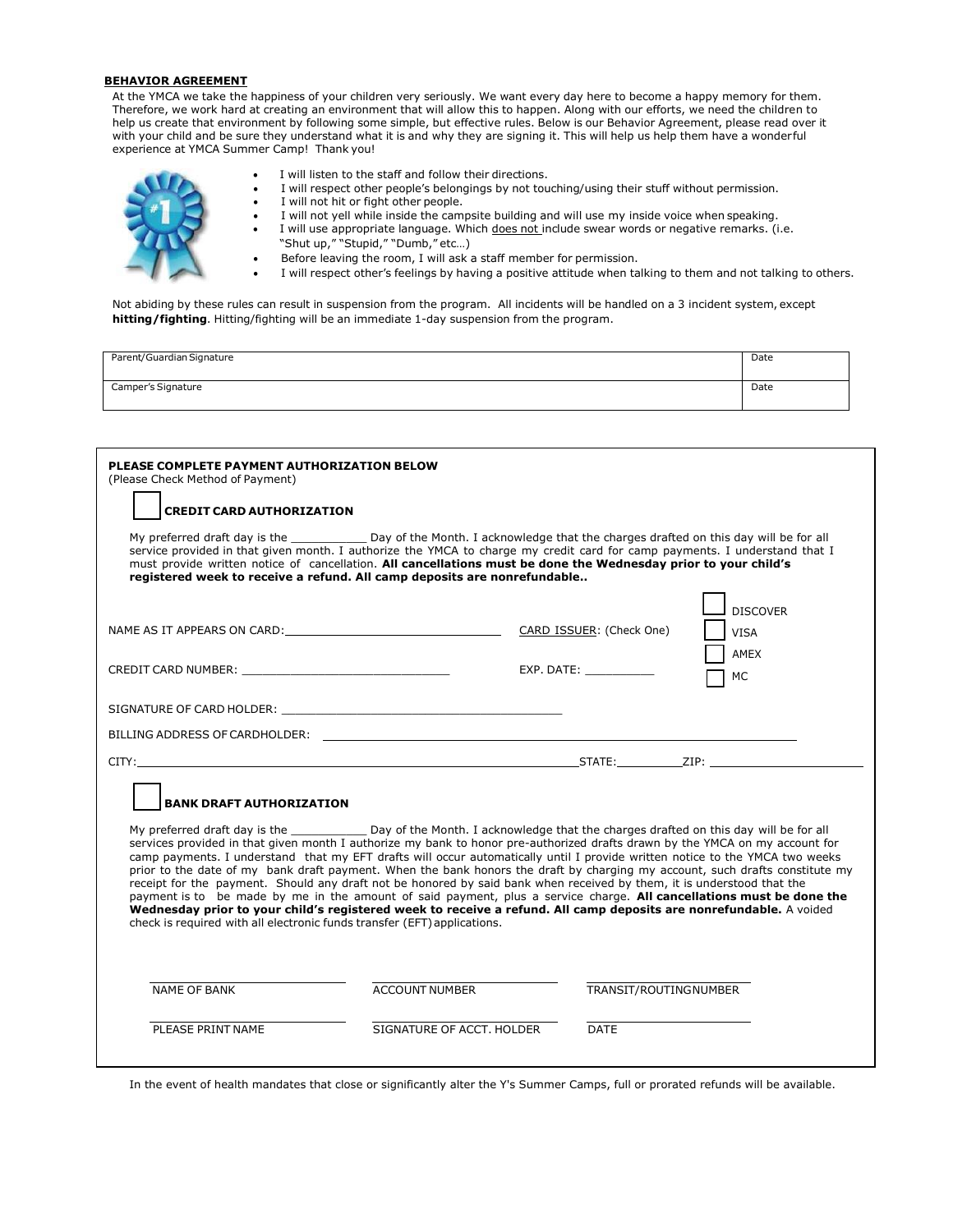**BEHAVIOR AGREEMENT**

At the YMCA we take the happiness of your children very seriously. We want every day here to become a happy memory for them. Therefore, we work hard at creating an environment that will allow this to happen. Along with our efforts, we need the children to help us create that environment by following some simple, but effective rules. Below is our Behavior Agreement, please read over it with your child and be sure they understand what it is and why they are signing it. This will help us help them have a wonderful experience at YMCA Summer Camp! Thank you!

- I will listen to the staff and follow their directions.
- I will respect other people's belongings by not touching/using their stuff without permission.
- I will not hit or fight other people.
- I will not yell while inside the campsite building and will use my inside voice when speaking.
- I will use appropriate language. Which does not include swear words or negative remarks. (i.e. "Shut up," "Stupid," "Dumb," etc…)
- Before leaving the room, I will ask a staff member for permission.
- I will respect other's feelings by having a positive attitude when talking to them and not talking to others.

Not abiding by these rules can result in suspension from the program. All incidents will be handled on a 3 incident system, except **hitting/fighting**. Hitting/fighting will be an immediate 1-day suspension from the program.

| Parent/Guardian Signature | Date |
|---|---|
| Camper's Signature | Date |

**PLEASE COMPLETE PAYMENT AUTHORIZATION BELOW**
(Please Check Method of Payment)

☐ **CREDIT CARD AUTHORIZATION**

My preferred draft day is the ___________ Day of the Month. I acknowledge that the charges drafted on this day will be for all service provided in that given month. I authorize the YMCA to charge my credit card for camp payments. I understand that I must provide written notice of cancellation. **All cancellations must be done the Wednesday prior to your child's registered week to receive a refund. All camp deposits are nonrefundable..**

NAME AS IT APPEARS ON CARD: ______________________________ CARD ISSUER: (Check One) ☐ DISCOVER ☐ VISA ☐ AMEX ☐ MC

CREDIT CARD NUMBER: ______________________________ EXP. DATE: __________

SIGNATURE OF CARD HOLDER: ________________________________________

BILLING ADDRESS OF CARDHOLDER: ________________________________________

CITY: ______________________________ STATE: __________ ZIP: ____________________

☐ **BANK DRAFT AUTHORIZATION**

My preferred draft day is the ___________ Day of the Month. I acknowledge that the charges drafted on this day will be for all services provided in that given month I authorize my bank to honor pre-authorized drafts drawn by the YMCA on my account for camp payments. I understand that my EFT drafts will occur automatically until I provide written notice to the YMCA two weeks prior to the date of my bank draft payment. When the bank honors the draft by charging my account, such drafts constitute my receipt for the payment. Should any draft not be honored by said bank when received by them, it is understood that the payment is to be made by me in the amount of said payment, plus a service charge. **All cancellations must be done the Wednesday prior to your child's registered week to receive a refund. All camp deposits are nonrefundable.** A voided check is required with all electronic funds transfer (EFT) applications.

____________________ NAME OF BANK    ____________________ ACCOUNT NUMBER    ____________________ TRANSIT/ROUTING NUMBER

____________________ PLEASE PRINT NAME    ____________________ SIGNATURE OF ACCT. HOLDER    ____________________ DATE

In the event of health mandates that close or significantly alter the Y's Summer Camps, full or prorated refunds will be available.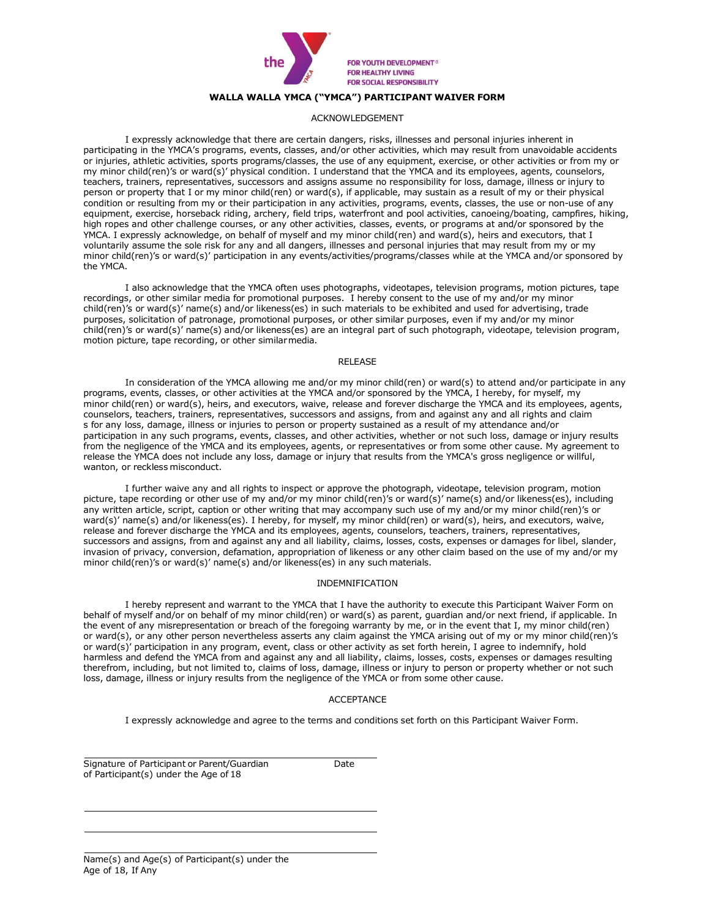the YMCA

FOR YOUTH DEVELOPMENT®
FOR HEALTHY LIVING
FOR SOCIAL RESPONSIBILITY

# WALLA WALLA YMCA ("YMCA") PARTICIPANT WAIVER FORM

## ACKNOWLEDGEMENT

I expressly acknowledge that there are certain dangers, risks, illnesses and personal injuries inherent in participating in the YMCA's programs, events, classes, and/or other activities, which may result from unavoidable accidents or injuries, athletic activities, sports programs/classes, the use of any equipment, exercise, or other activities or from my or my minor child(ren)'s or ward(s)' physical condition. I understand that the YMCA and its employees, agents, counselors, teachers, trainers, representatives, successors and assigns assume no responsibility for loss, damage, illness or injury to person or property that I or my minor child(ren) or ward(s), if applicable, may sustain as a result of my or their physical condition or resulting from my or their participation in any activities, programs, events, classes, the use or non-use of any equipment, exercise, horseback riding, archery, field trips, waterfront and pool activities, canoeing/boating, campfires, hiking, high ropes and other challenge courses, or any other activities, classes, events, or programs at and/or sponsored by the YMCA. I expressly acknowledge, on behalf of myself and my minor child(ren) and ward(s), heirs and executors, that I voluntarily assume the sole risk for any and all dangers, illnesses and personal injuries that may result from my or my minor child(ren)'s or ward(s)' participation in any events/activities/programs/classes while at the YMCA and/or sponsored by the YMCA.

I also acknowledge that the YMCA often uses photographs, videotapes, television programs, motion pictures, tape recordings, or other similar media for promotional purposes. I hereby consent to the use of my and/or my minor child(ren)'s or ward(s)' name(s) and/or likeness(es) in such materials to be exhibited and used for advertising, trade purposes, solicitation of patronage, promotional purposes, or other similar purposes, even if my and/or my minor child(ren)'s or ward(s)' name(s) and/or likeness(es) are an integral part of such photograph, videotape, television program, motion picture, tape recording, or other similar media.

## RELEASE

In consideration of the YMCA allowing me and/or my minor child(ren) or ward(s) to attend and/or participate in any programs, events, classes, or other activities at the YMCA and/or sponsored by the YMCA, I hereby, for myself, my minor child(ren) or ward(s), heirs, and executors, waive, release and forever discharge the YMCA and its employees, agents, counselors, teachers, trainers, representatives, successors and assigns, from and against any and all rights and claim s for any loss, damage, illness or injuries to person or property sustained as a result of my attendance and/or participation in any such programs, events, classes, and other activities, whether or not such loss, damage or injury results from the negligence of the YMCA and its employees, agents, or representatives or from some other cause. My agreement to release the YMCA does not include any loss, damage or injury that results from the YMCA's gross negligence or willful, wanton, or reckless misconduct.

I further waive any and all rights to inspect or approve the photograph, videotape, television program, motion picture, tape recording or other use of my and/or my minor child(ren)'s or ward(s)' name(s) and/or likeness(es), including any written article, script, caption or other writing that may accompany such use of my and/or my minor child(ren)'s or ward(s)' name(s) and/or likeness(es). I hereby, for myself, my minor child(ren) or ward(s), heirs, and executors, waive, release and forever discharge the YMCA and its employees, agents, counselors, teachers, trainers, representatives, successors and assigns, from and against any and all liability, claims, losses, costs, expenses or damages for libel, slander, invasion of privacy, conversion, defamation, appropriation of likeness or any other claim based on the use of my and/or my minor child(ren)'s or ward(s)' name(s) and/or likeness(es) in any such materials.

## INDEMNIFICATION

I hereby represent and warrant to the YMCA that I have the authority to execute this Participant Waiver Form on behalf of myself and/or on behalf of my minor child(ren) or ward(s) as parent, guardian and/or next friend, if applicable. In the event of any misrepresentation or breach of the foregoing warranty by me, or in the event that I, my minor child(ren) or ward(s), or any other person nevertheless asserts any claim against the YMCA arising out of my or my minor child(ren)'s or ward(s)' participation in any program, event, class or other activity as set forth herein, I agree to indemnify, hold harmless and defend the YMCA from and against any and all liability, claims, losses, costs, expenses or damages resulting therefrom, including, but not limited to, claims of loss, damage, illness or injury to person or property whether or not such loss, damage, illness or injury results from the negligence of the YMCA or from some other cause.

## ACCEPTANCE

I expressly acknowledge and agree to the terms and conditions set forth on this Participant Waiver Form.

\_\_\_\_\_\_\_\_\_\_\_\_\_\_\_\_\_\_\_\_\_\_\_\_\_\_\_\_\_\_\_\_\_\_\_\_\_\_\_\_\_\_\_\_\_\_\_\_

Signature of Participant or Parent/Guardian of Participant(s) under the Age of 18 — Date

\_\_\_\_\_\_\_\_\_\_\_\_\_\_\_\_\_\_\_\_\_\_\_\_\_\_\_\_\_\_\_\_\_\_\_\_\_\_\_\_\_\_\_\_\_\_\_\_

\_\_\_\_\_\_\_\_\_\_\_\_\_\_\_\_\_\_\_\_\_\_\_\_\_\_\_\_\_\_\_\_\_\_\_\_\_\_\_\_\_\_\_\_\_\_\_\_

\_\_\_\_\_\_\_\_\_\_\_\_\_\_\_\_\_\_\_\_\_\_\_\_\_\_\_\_\_\_\_\_\_\_\_\_\_\_\_\_\_\_\_\_\_\_\_\_

Name(s) and Age(s) of Participant(s) under the Age of 18, If Any